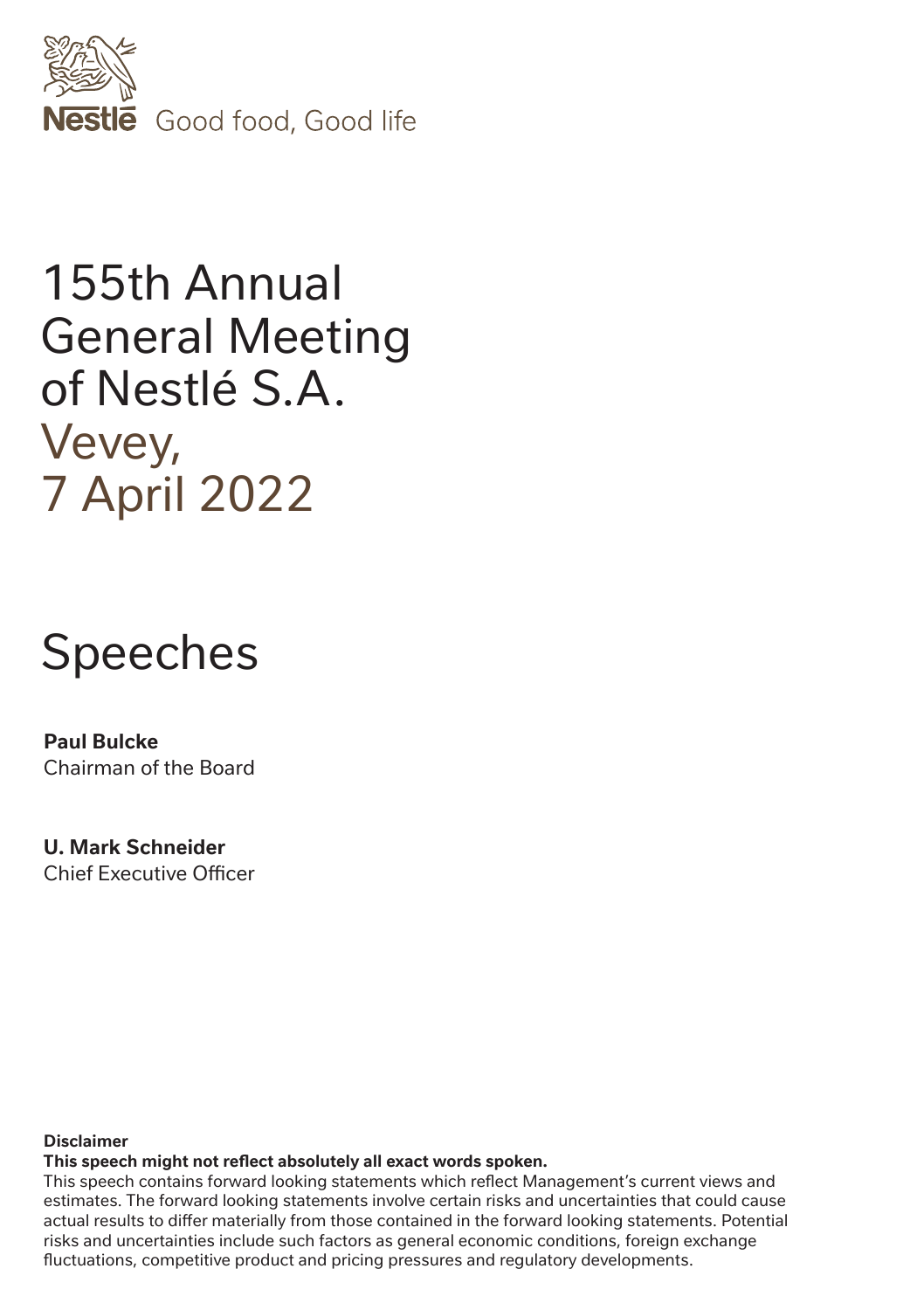Nestlé Good food, Good life

# 155th Annual General Meeting of Nestlé S.A.

## Vevey, 7 April 2022

# Speeches

**Paul Bulcke**
Chairman of the Board

**U. Mark Schneider**
Chief Executive Officer

**Disclaimer**

**This speech might not reflect absolutely all exact words spoken.**

This speech contains forward looking statements which reflect Management's current views and estimates. The forward looking statements involve certain risks and uncertainties that could cause actual results to differ materially from those contained in the forward looking statements. Potential risks and uncertainties include such factors as general economic conditions, foreign exchange fluctuations, competitive product and pricing pressures and regulatory developments.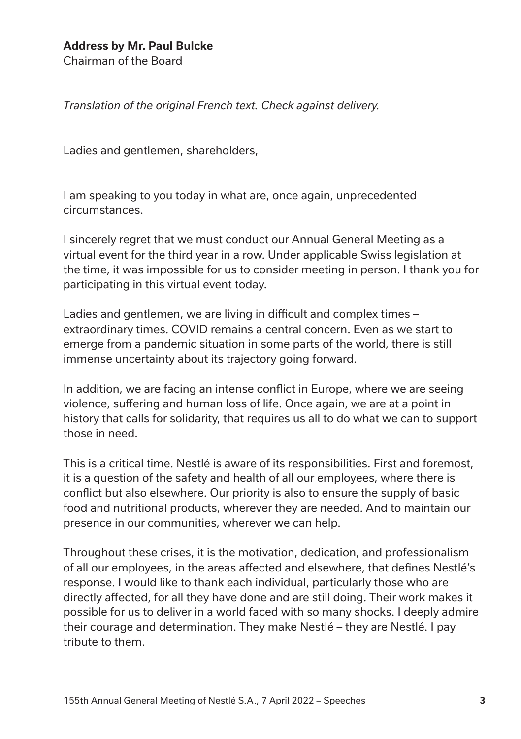**Address by Mr. Paul Bulcke**
Chairman of the Board

*Translation of the original French text. Check against delivery.*

Ladies and gentlemen, shareholders,

I am speaking to you today in what are, once again, unprecedented circumstances.

I sincerely regret that we must conduct our Annual General Meeting as a virtual event for the third year in a row. Under applicable Swiss legislation at the time, it was impossible for us to consider meeting in person. I thank you for participating in this virtual event today.

Ladies and gentlemen, we are living in difficult and complex times – extraordinary times. COVID remains a central concern. Even as we start to emerge from a pandemic situation in some parts of the world, there is still immense uncertainty about its trajectory going forward.

In addition, we are facing an intense conflict in Europe, where we are seeing violence, suffering and human loss of life. Once again, we are at a point in history that calls for solidarity, that requires us all to do what we can to support those in need.

This is a critical time. Nestlé is aware of its responsibilities. First and foremost, it is a question of the safety and health of all our employees, where there is conflict but also elsewhere. Our priority is also to ensure the supply of basic food and nutritional products, wherever they are needed. And to maintain our presence in our communities, wherever we can help.

Throughout these crises, it is the motivation, dedication, and professionalism of all our employees, in the areas affected and elsewhere, that defines Nestlé's response. I would like to thank each individual, particularly those who are directly affected, for all they have done and are still doing. Their work makes it possible for us to deliver in a world faced with so many shocks. I deeply admire their courage and determination. They make Nestlé – they are Nestlé. I pay tribute to them.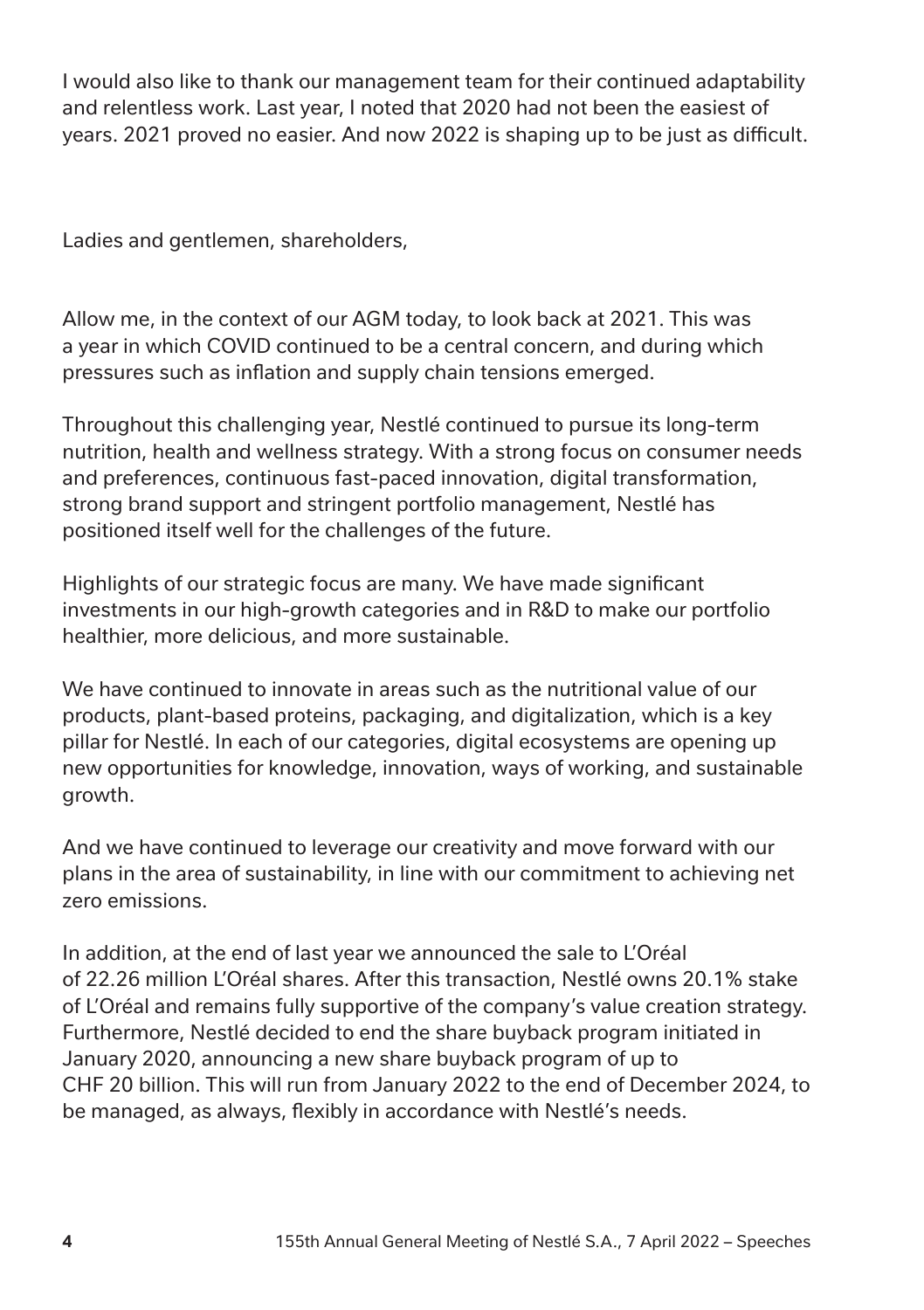I would also like to thank our management team for their continued adaptability and relentless work. Last year, I noted that 2020 had not been the easiest of years. 2021 proved no easier. And now 2022 is shaping up to be just as difficult.

Ladies and gentlemen, shareholders,

Allow me, in the context of our AGM today, to look back at 2021. This was a year in which COVID continued to be a central concern, and during which pressures such as inflation and supply chain tensions emerged.

Throughout this challenging year, Nestlé continued to pursue its long-term nutrition, health and wellness strategy. With a strong focus on consumer needs and preferences, continuous fast-paced innovation, digital transformation, strong brand support and stringent portfolio management, Nestlé has positioned itself well for the challenges of the future.

Highlights of our strategic focus are many. We have made significant investments in our high-growth categories and in R&D to make our portfolio healthier, more delicious, and more sustainable.

We have continued to innovate in areas such as the nutritional value of our products, plant-based proteins, packaging, and digitalization, which is a key pillar for Nestlé. In each of our categories, digital ecosystems are opening up new opportunities for knowledge, innovation, ways of working, and sustainable growth.

And we have continued to leverage our creativity and move forward with our plans in the area of sustainability, in line with our commitment to achieving net zero emissions.

In addition, at the end of last year we announced the sale to L'Oréal of 22.26 million L'Oréal shares. After this transaction, Nestlé owns 20.1% stake of L'Oréal and remains fully supportive of the company's value creation strategy. Furthermore, Nestlé decided to end the share buyback program initiated in January 2020, announcing a new share buyback program of up to CHF 20 billion. This will run from January 2022 to the end of December 2024, to be managed, as always, flexibly in accordance with Nestlé's needs.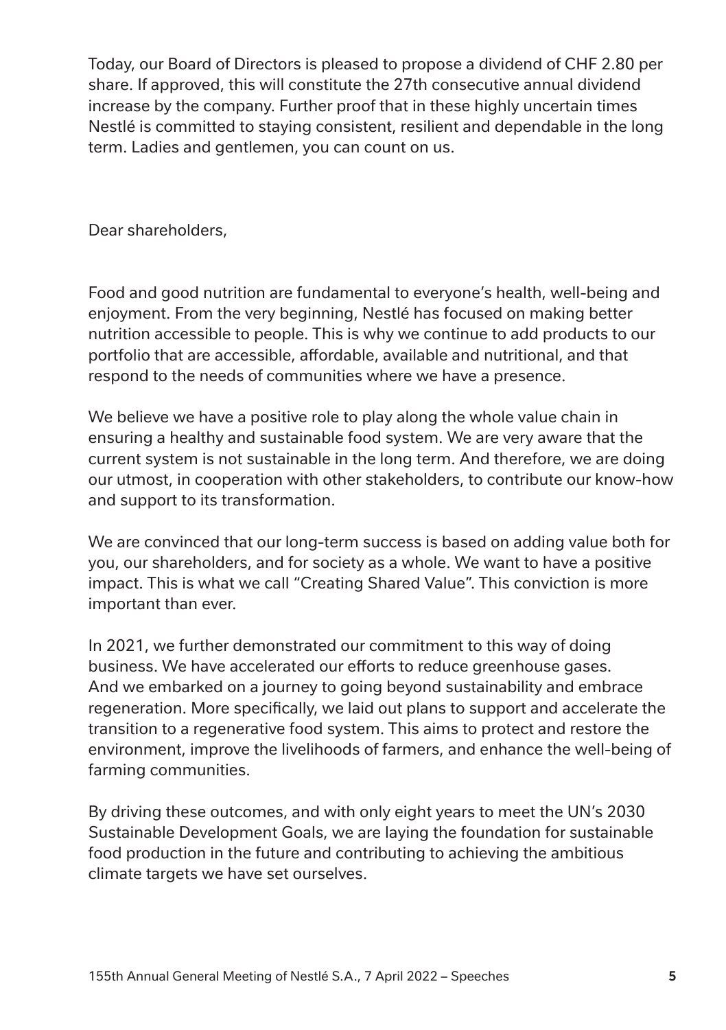Today, our Board of Directors is pleased to propose a dividend of CHF 2.80 per share. If approved, this will constitute the 27th consecutive annual dividend increase by the company. Further proof that in these highly uncertain times Nestlé is committed to staying consistent, resilient and dependable in the long term. Ladies and gentlemen, you can count on us.

Dear shareholders,

Food and good nutrition are fundamental to everyone's health, well-being and enjoyment. From the very beginning, Nestlé has focused on making better nutrition accessible to people. This is why we continue to add products to our portfolio that are accessible, affordable, available and nutritional, and that respond to the needs of communities where we have a presence.

We believe we have a positive role to play along the whole value chain in ensuring a healthy and sustainable food system. We are very aware that the current system is not sustainable in the long term. And therefore, we are doing our utmost, in cooperation with other stakeholders, to contribute our know-how and support to its transformation.

We are convinced that our long-term success is based on adding value both for you, our shareholders, and for society as a whole. We want to have a positive impact. This is what we call "Creating Shared Value". This conviction is more important than ever.

In 2021, we further demonstrated our commitment to this way of doing business. We have accelerated our efforts to reduce greenhouse gases. And we embarked on a journey to going beyond sustainability and embrace regeneration. More specifically, we laid out plans to support and accelerate the transition to a regenerative food system. This aims to protect and restore the environment, improve the livelihoods of farmers, and enhance the well-being of farming communities.

By driving these outcomes, and with only eight years to meet the UN's 2030 Sustainable Development Goals, we are laying the foundation for sustainable food production in the future and contributing to achieving the ambitious climate targets we have set ourselves.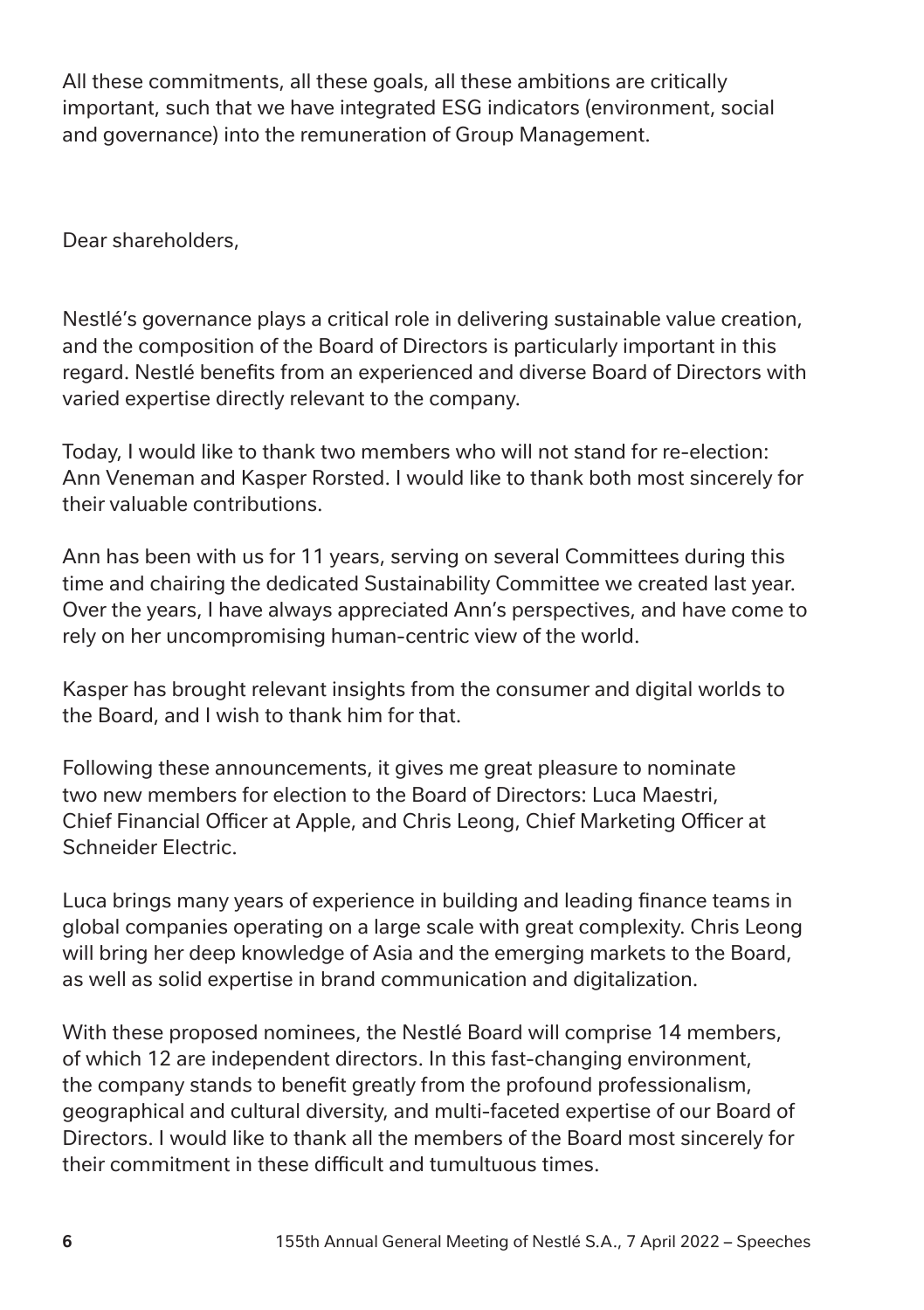All these commitments, all these goals, all these ambitions are critically important, such that we have integrated ESG indicators (environment, social and governance) into the remuneration of Group Management.

Dear shareholders,

Nestlé's governance plays a critical role in delivering sustainable value creation, and the composition of the Board of Directors is particularly important in this regard. Nestlé benefits from an experienced and diverse Board of Directors with varied expertise directly relevant to the company.

Today, I would like to thank two members who will not stand for re-election: Ann Veneman and Kasper Rorsted. I would like to thank both most sincerely for their valuable contributions.

Ann has been with us for 11 years, serving on several Committees during this time and chairing the dedicated Sustainability Committee we created last year. Over the years, I have always appreciated Ann's perspectives, and have come to rely on her uncompromising human-centric view of the world.

Kasper has brought relevant insights from the consumer and digital worlds to the Board, and I wish to thank him for that.

Following these announcements, it gives me great pleasure to nominate two new members for election to the Board of Directors: Luca Maestri, Chief Financial Officer at Apple, and Chris Leong, Chief Marketing Officer at Schneider Electric.

Luca brings many years of experience in building and leading finance teams in global companies operating on a large scale with great complexity. Chris Leong will bring her deep knowledge of Asia and the emerging markets to the Board, as well as solid expertise in brand communication and digitalization.

With these proposed nominees, the Nestlé Board will comprise 14 members, of which 12 are independent directors. In this fast-changing environment, the company stands to benefit greatly from the profound professionalism, geographical and cultural diversity, and multi-faceted expertise of our Board of Directors. I would like to thank all the members of the Board most sincerely for their commitment in these difficult and tumultuous times.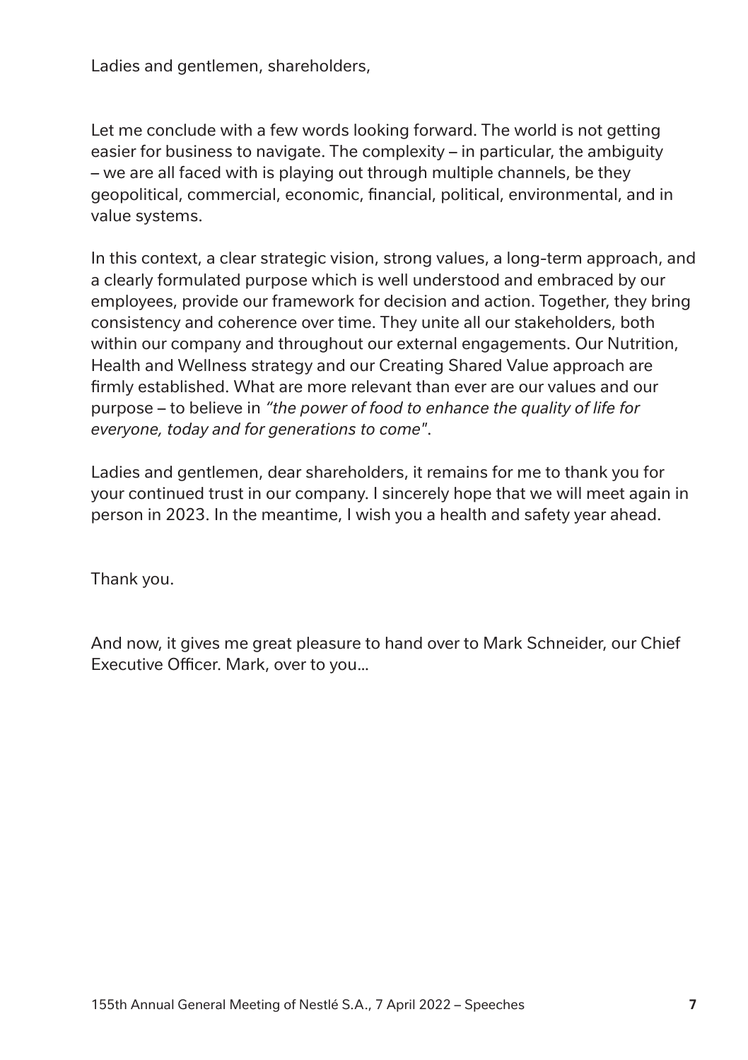Ladies and gentlemen, shareholders,

Let me conclude with a few words looking forward. The world is not getting easier for business to navigate. The complexity – in particular, the ambiguity – we are all faced with is playing out through multiple channels, be they geopolitical, commercial, economic, financial, political, environmental, and in value systems.

In this context, a clear strategic vision, strong values, a long-term approach, and a clearly formulated purpose which is well understood and embraced by our employees, provide our framework for decision and action. Together, they bring consistency and coherence over time. They unite all our stakeholders, both within our company and throughout our external engagements. Our Nutrition, Health and Wellness strategy and our Creating Shared Value approach are firmly established. What are more relevant than ever are our values and our purpose – to believe in *"the power of food to enhance the quality of life for everyone, today and for generations to come"*.

Ladies and gentlemen, dear shareholders, it remains for me to thank you for your continued trust in our company. I sincerely hope that we will meet again in person in 2023. In the meantime, I wish you a health and safety year ahead.

Thank you.

And now, it gives me great pleasure to hand over to Mark Schneider, our Chief Executive Officer. Mark, over to you…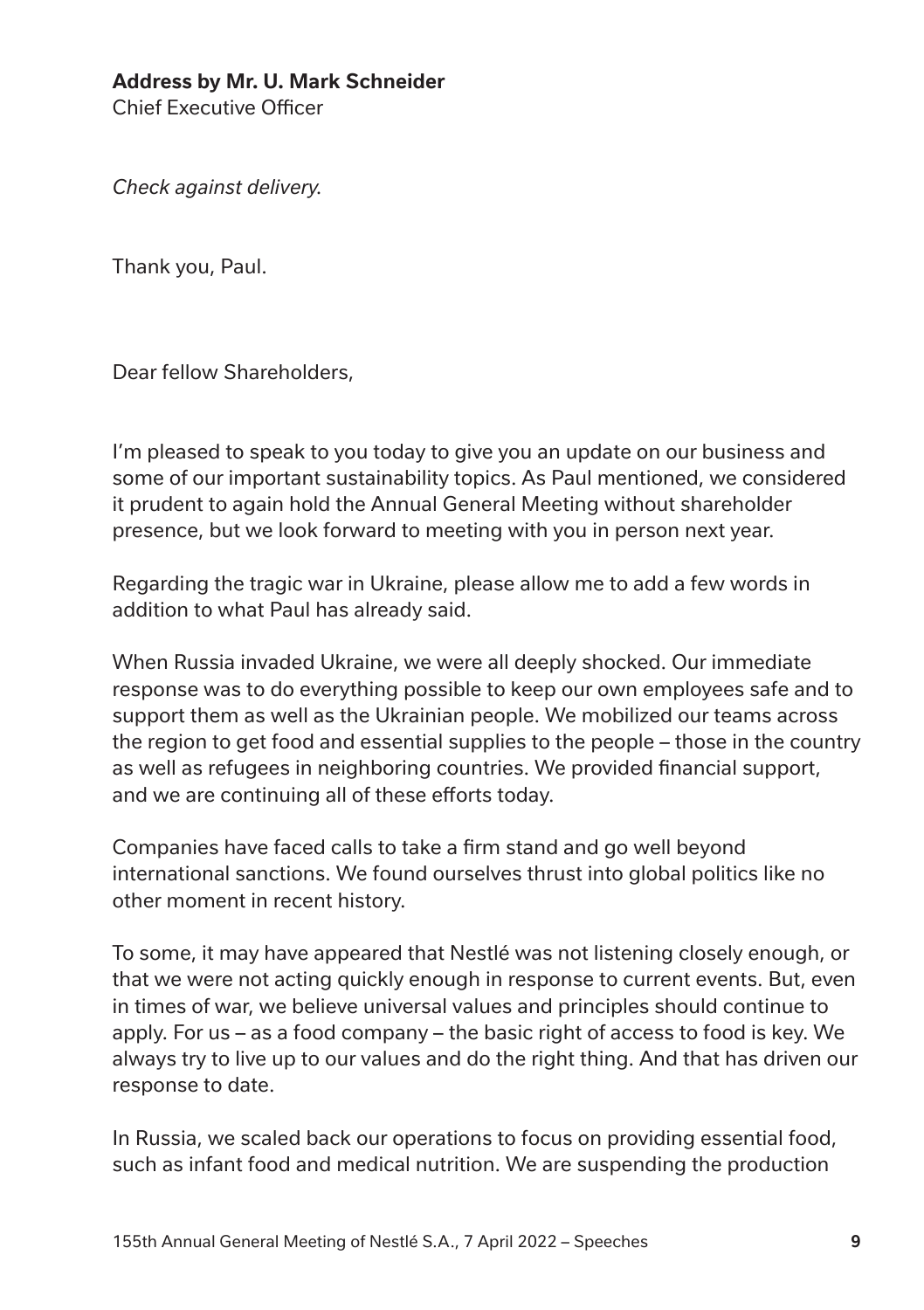**Address by Mr. U. Mark Schneider**
Chief Executive Officer

*Check against delivery.*

Thank you, Paul.

Dear fellow Shareholders,

I'm pleased to speak to you today to give you an update on our business and some of our important sustainability topics. As Paul mentioned, we considered it prudent to again hold the Annual General Meeting without shareholder presence, but we look forward to meeting with you in person next year.

Regarding the tragic war in Ukraine, please allow me to add a few words in addition to what Paul has already said.

When Russia invaded Ukraine, we were all deeply shocked. Our immediate response was to do everything possible to keep our own employees safe and to support them as well as the Ukrainian people. We mobilized our teams across the region to get food and essential supplies to the people – those in the country as well as refugees in neighboring countries. We provided financial support, and we are continuing all of these efforts today.

Companies have faced calls to take a firm stand and go well beyond international sanctions. We found ourselves thrust into global politics like no other moment in recent history.

To some, it may have appeared that Nestlé was not listening closely enough, or that we were not acting quickly enough in response to current events. But, even in times of war, we believe universal values and principles should continue to apply. For us – as a food company – the basic right of access to food is key. We always try to live up to our values and do the right thing. And that has driven our response to date.

In Russia, we scaled back our operations to focus on providing essential food, such as infant food and medical nutrition. We are suspending the production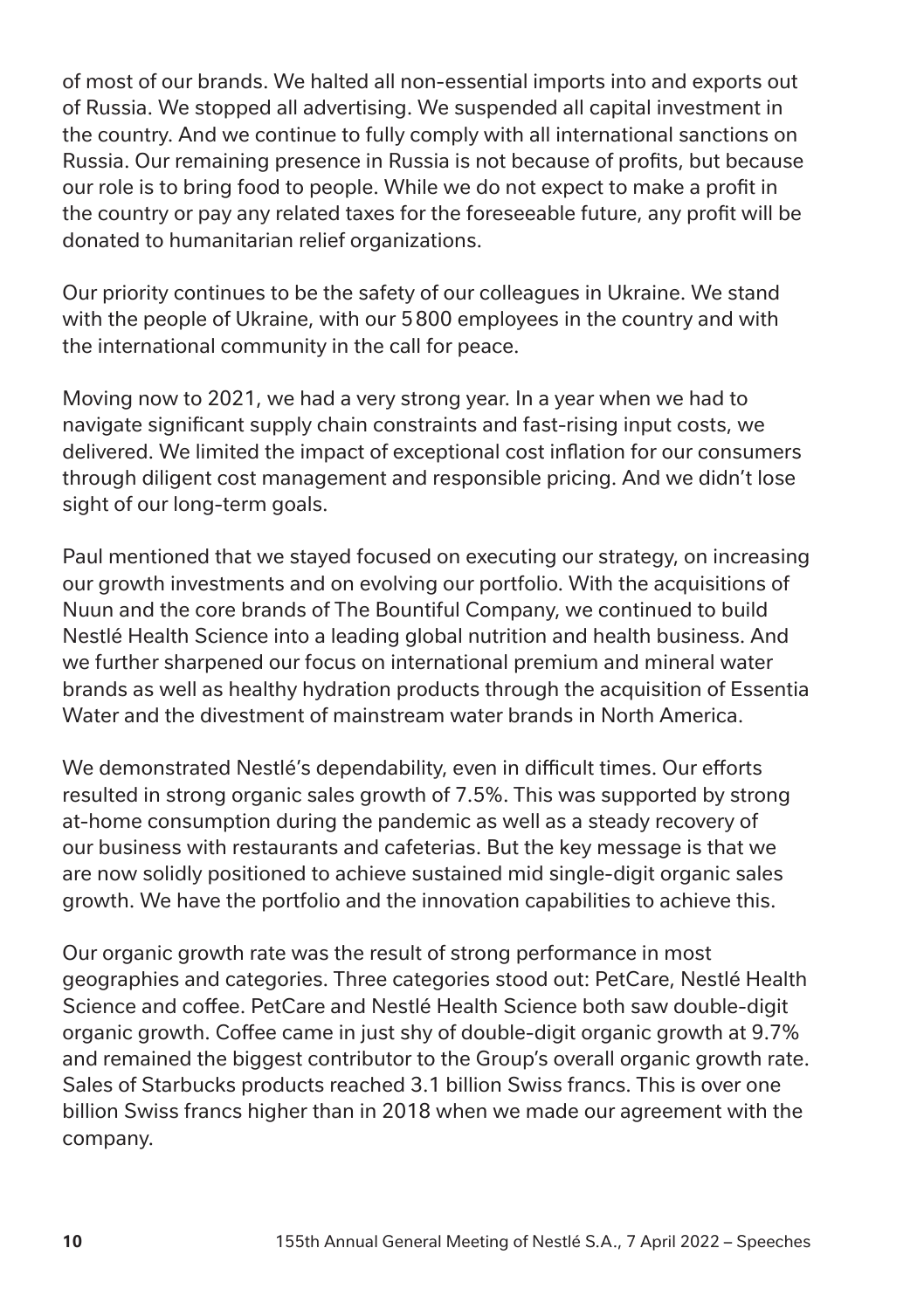of most of our brands. We halted all non-essential imports into and exports out of Russia. We stopped all advertising. We suspended all capital investment in the country. And we continue to fully comply with all international sanctions on Russia. Our remaining presence in Russia is not because of profits, but because our role is to bring food to people. While we do not expect to make a profit in the country or pay any related taxes for the foreseeable future, any profit will be donated to humanitarian relief organizations.

Our priority continues to be the safety of our colleagues in Ukraine. We stand with the people of Ukraine, with our 5800 employees in the country and with the international community in the call for peace.

Moving now to 2021, we had a very strong year. In a year when we had to navigate significant supply chain constraints and fast-rising input costs, we delivered. We limited the impact of exceptional cost inflation for our consumers through diligent cost management and responsible pricing. And we didn't lose sight of our long-term goals.

Paul mentioned that we stayed focused on executing our strategy, on increasing our growth investments and on evolving our portfolio. With the acquisitions of Nuun and the core brands of The Bountiful Company, we continued to build Nestlé Health Science into a leading global nutrition and health business. And we further sharpened our focus on international premium and mineral water brands as well as healthy hydration products through the acquisition of Essentia Water and the divestment of mainstream water brands in North America.

We demonstrated Nestlé's dependability, even in difficult times. Our efforts resulted in strong organic sales growth of 7.5%. This was supported by strong at-home consumption during the pandemic as well as a steady recovery of our business with restaurants and cafeterias. But the key message is that we are now solidly positioned to achieve sustained mid single-digit organic sales growth. We have the portfolio and the innovation capabilities to achieve this.

Our organic growth rate was the result of strong performance in most geographies and categories. Three categories stood out: PetCare, Nestlé Health Science and coffee. PetCare and Nestlé Health Science both saw double-digit organic growth. Coffee came in just shy of double-digit organic growth at 9.7% and remained the biggest contributor to the Group's overall organic growth rate. Sales of Starbucks products reached 3.1 billion Swiss francs. This is over one billion Swiss francs higher than in 2018 when we made our agreement with the company.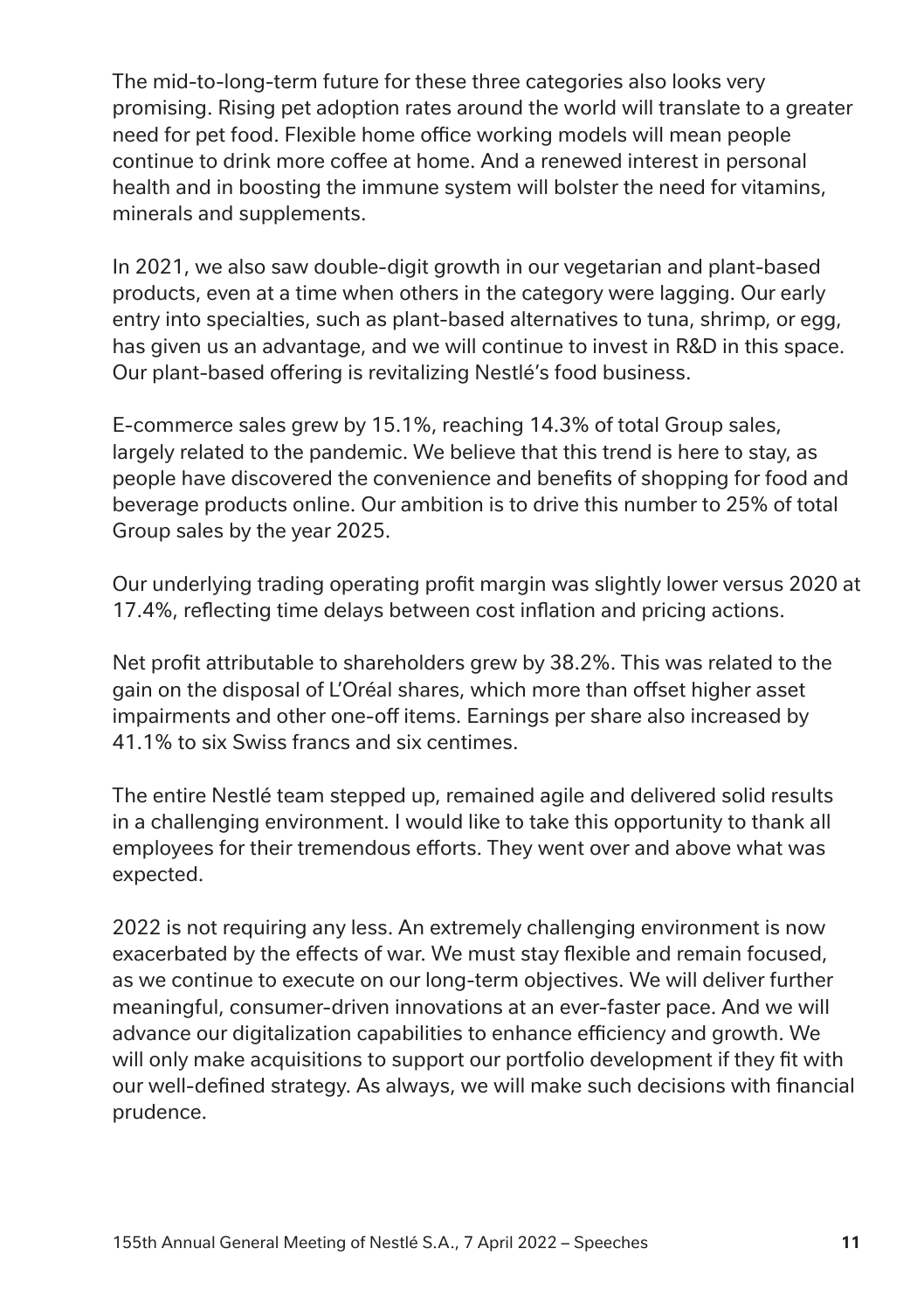The mid-to-long-term future for these three categories also looks very promising. Rising pet adoption rates around the world will translate to a greater need for pet food. Flexible home office working models will mean people continue to drink more coffee at home. And a renewed interest in personal health and in boosting the immune system will bolster the need for vitamins, minerals and supplements.

In 2021, we also saw double-digit growth in our vegetarian and plant-based products, even at a time when others in the category were lagging. Our early entry into specialties, such as plant-based alternatives to tuna, shrimp, or egg, has given us an advantage, and we will continue to invest in R&D in this space. Our plant-based offering is revitalizing Nestlé's food business.

E-commerce sales grew by 15.1%, reaching 14.3% of total Group sales, largely related to the pandemic. We believe that this trend is here to stay, as people have discovered the convenience and benefits of shopping for food and beverage products online. Our ambition is to drive this number to 25% of total Group sales by the year 2025.

Our underlying trading operating profit margin was slightly lower versus 2020 at 17.4%, reflecting time delays between cost inflation and pricing actions.

Net profit attributable to shareholders grew by 38.2%. This was related to the gain on the disposal of L'Oréal shares, which more than offset higher asset impairments and other one-off items. Earnings per share also increased by 41.1% to six Swiss francs and six centimes.

The entire Nestlé team stepped up, remained agile and delivered solid results in a challenging environment. I would like to take this opportunity to thank all employees for their tremendous efforts. They went over and above what was expected.

2022 is not requiring any less. An extremely challenging environment is now exacerbated by the effects of war. We must stay flexible and remain focused, as we continue to execute on our long-term objectives. We will deliver further meaningful, consumer-driven innovations at an ever-faster pace. And we will advance our digitalization capabilities to enhance efficiency and growth. We will only make acquisitions to support our portfolio development if they fit with our well-defined strategy. As always, we will make such decisions with financial prudence.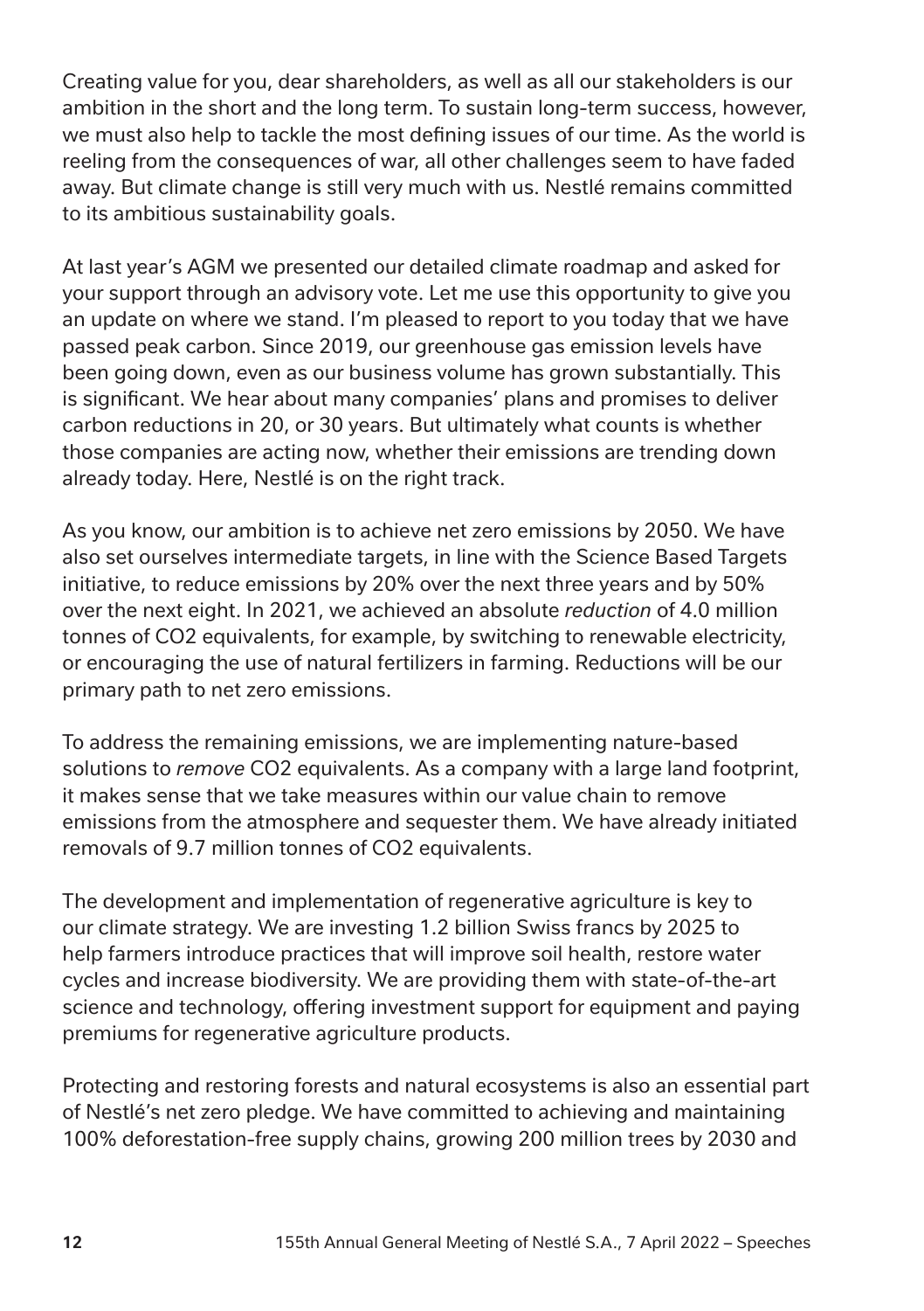Creating value for you, dear shareholders, as well as all our stakeholders is our ambition in the short and the long term. To sustain long-term success, however, we must also help to tackle the most defining issues of our time. As the world is reeling from the consequences of war, all other challenges seem to have faded away. But climate change is still very much with us. Nestlé remains committed to its ambitious sustainability goals.

At last year's AGM we presented our detailed climate roadmap and asked for your support through an advisory vote. Let me use this opportunity to give you an update on where we stand. I'm pleased to report to you today that we have passed peak carbon. Since 2019, our greenhouse gas emission levels have been going down, even as our business volume has grown substantially. This is significant. We hear about many companies' plans and promises to deliver carbon reductions in 20, or 30 years. But ultimately what counts is whether those companies are acting now, whether their emissions are trending down already today. Here, Nestlé is on the right track.

As you know, our ambition is to achieve net zero emissions by 2050. We have also set ourselves intermediate targets, in line with the Science Based Targets initiative, to reduce emissions by 20% over the next three years and by 50% over the next eight. In 2021, we achieved an absolute *reduction* of 4.0 million tonnes of $CO_2$ equivalents, for example, by switching to renewable electricity, or encouraging the use of natural fertilizers in farming. Reductions will be our primary path to net zero emissions.

To address the remaining emissions, we are implementing nature-based solutions to *remove* $CO_2$ equivalents. As a company with a large land footprint, it makes sense that we take measures within our value chain to remove emissions from the atmosphere and sequester them. We have already initiated removals of 9.7 million tonnes of $CO_2$ equivalents.

The development and implementation of regenerative agriculture is key to our climate strategy. We are investing 1.2 billion Swiss francs by 2025 to help farmers introduce practices that will improve soil health, restore water cycles and increase biodiversity. We are providing them with state-of-the-art science and technology, offering investment support for equipment and paying premiums for regenerative agriculture products.

Protecting and restoring forests and natural ecosystems is also an essential part of Nestlé's net zero pledge. We have committed to achieving and maintaining 100% deforestation-free supply chains, growing 200 million trees by 2030 and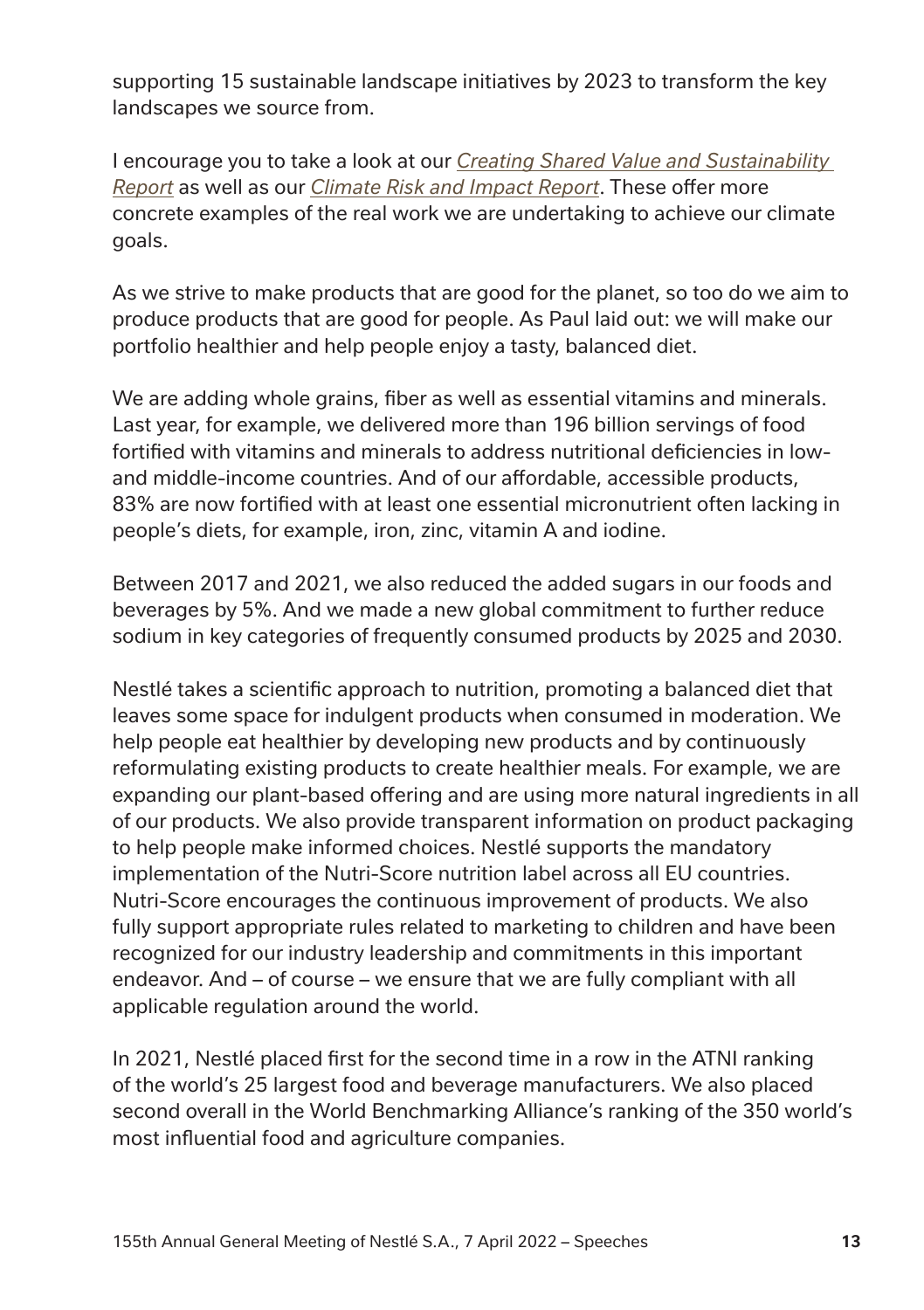supporting 15 sustainable landscape initiatives by 2023 to transform the key landscapes we source from.

I encourage you to take a look at our *Creating Shared Value and Sustainability Report* as well as our *Climate Risk and Impact Report*. These offer more concrete examples of the real work we are undertaking to achieve our climate goals.

As we strive to make products that are good for the planet, so too do we aim to produce products that are good for people. As Paul laid out: we will make our portfolio healthier and help people enjoy a tasty, balanced diet.

We are adding whole grains, fiber as well as essential vitamins and minerals. Last year, for example, we delivered more than 196 billion servings of food fortified with vitamins and minerals to address nutritional deficiencies in low- and middle-income countries. And of our affordable, accessible products, 83% are now fortified with at least one essential micronutrient often lacking in people's diets, for example, iron, zinc, vitamin A and iodine.

Between 2017 and 2021, we also reduced the added sugars in our foods and beverages by 5%. And we made a new global commitment to further reduce sodium in key categories of frequently consumed products by 2025 and 2030.

Nestlé takes a scientific approach to nutrition, promoting a balanced diet that leaves some space for indulgent products when consumed in moderation. We help people eat healthier by developing new products and by continuously reformulating existing products to create healthier meals. For example, we are expanding our plant-based offering and are using more natural ingredients in all of our products. We also provide transparent information on product packaging to help people make informed choices. Nestlé supports the mandatory implementation of the Nutri-Score nutrition label across all EU countries. Nutri-Score encourages the continuous improvement of products. We also fully support appropriate rules related to marketing to children and have been recognized for our industry leadership and commitments in this important endeavor. And – of course – we ensure that we are fully compliant with all applicable regulation around the world.

In 2021, Nestlé placed first for the second time in a row in the ATNI ranking of the world's 25 largest food and beverage manufacturers. We also placed second overall in the World Benchmarking Alliance's ranking of the 350 world's most influential food and agriculture companies.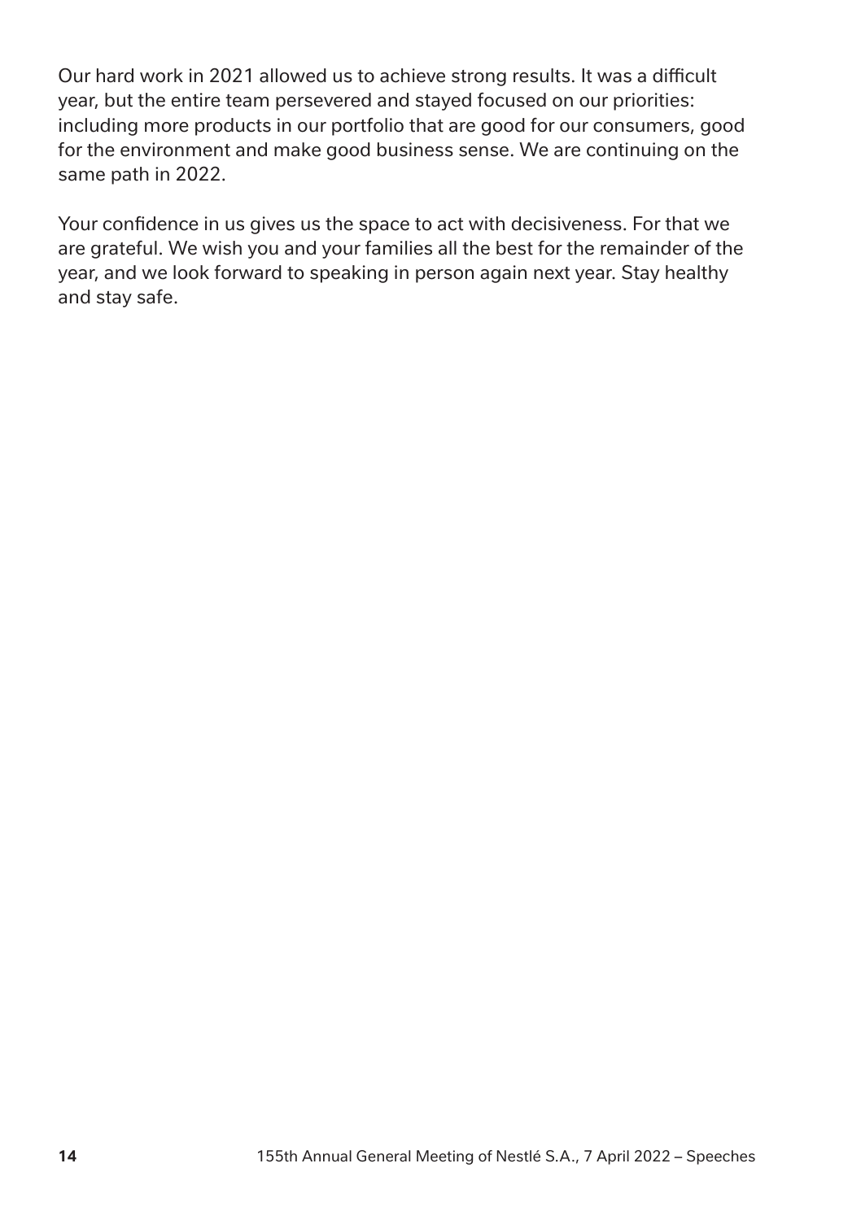Our hard work in 2021 allowed us to achieve strong results. It was a difficult year, but the entire team persevered and stayed focused on our priorities: including more products in our portfolio that are good for our consumers, good for the environment and make good business sense. We are continuing on the same path in 2022.

Your confidence in us gives us the space to act with decisiveness. For that we are grateful. We wish you and your families all the best for the remainder of the year, and we look forward to speaking in person again next year. Stay healthy and stay safe.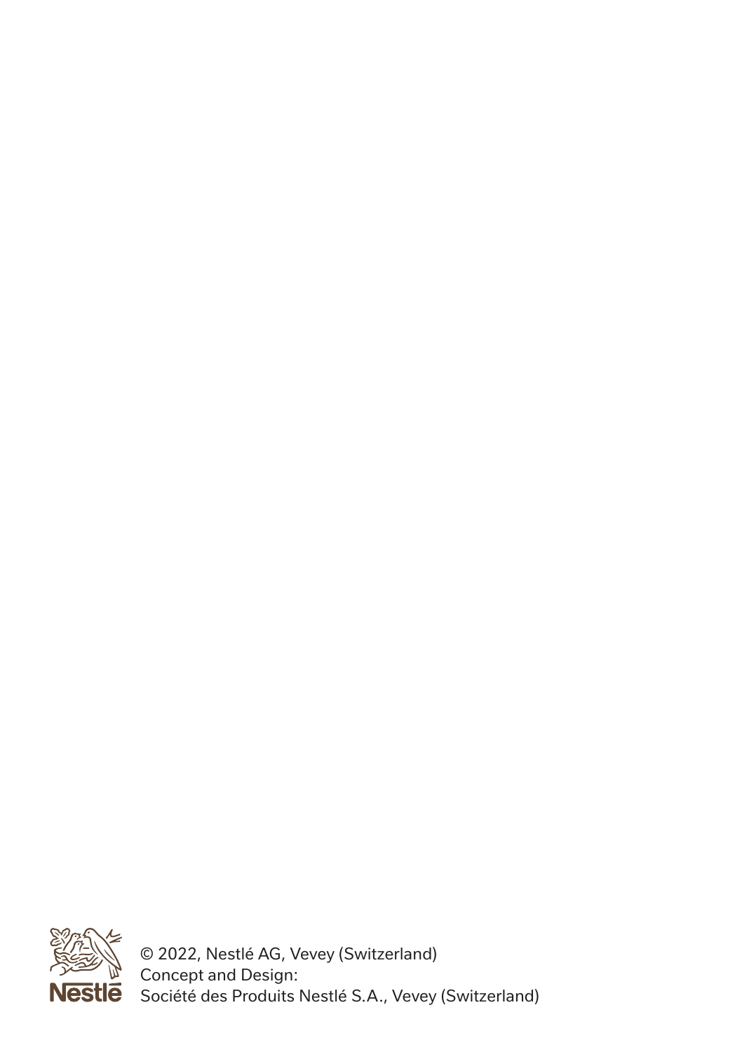© 2022, Nestlé AG, Vevey (Switzerland)
Concept and Design:
Société des Produits Nestlé S.A., Vevey (Switzerland)